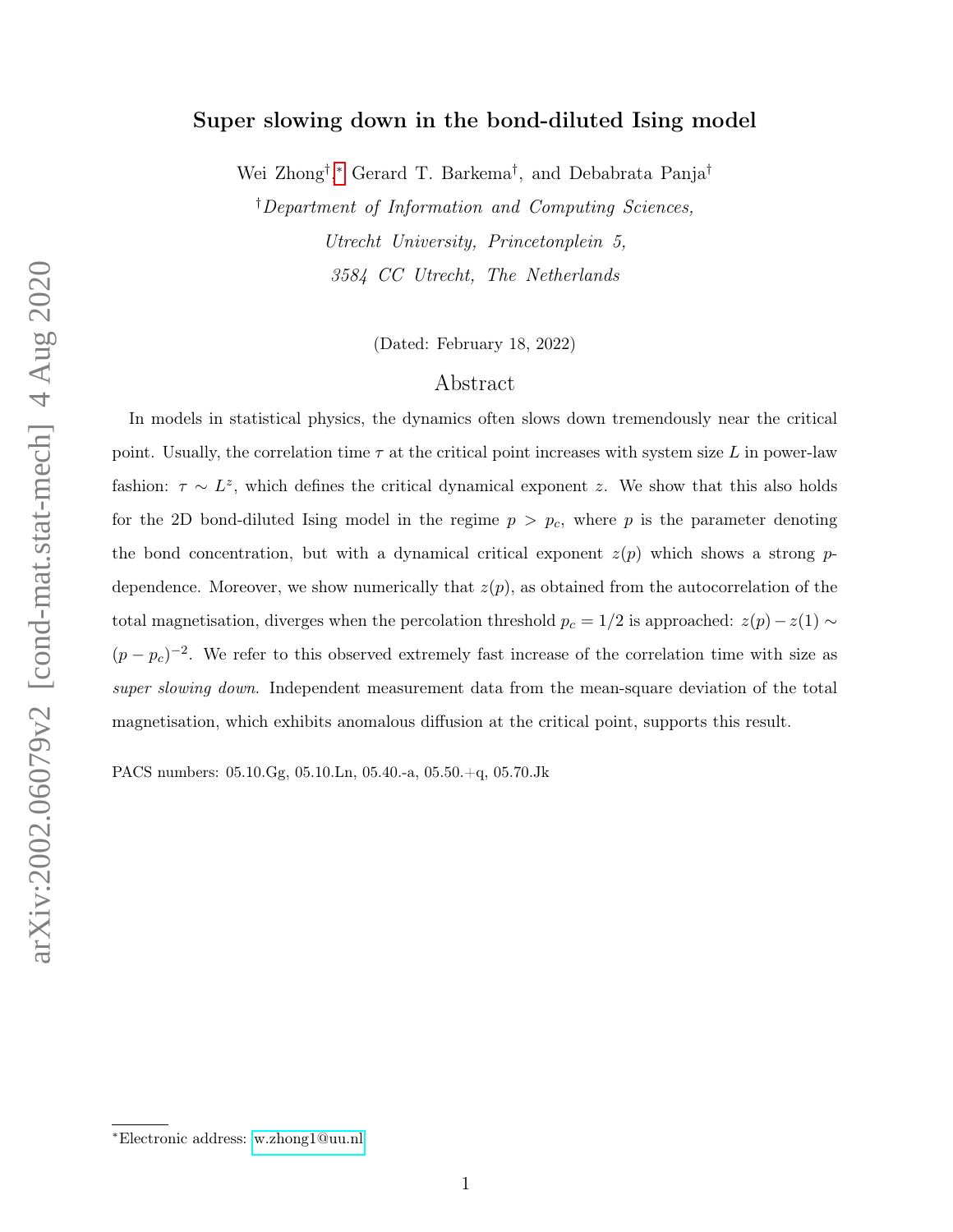# Super slowing down in the bond-diluted Ising model

Wei Zhong[†,*], Gerard T. Barkema[†], and Debabrata Panja[†]

[†]*Department of Information and Computing Sciences,*
*Utrecht University, Princetonplein 5,*
*3584 CC Utrecht, The Netherlands*

(Dated: February 18, 2022)

## Abstract

In models in statistical physics, the dynamics often slows down tremendously near the critical point. Usually, the correlation time $\tau$ at the critical point increases with system size $L$ in power-law fashion: $\tau \sim L^z$, which defines the critical dynamical exponent $z$. We show that this also holds for the 2D bond-diluted Ising model in the regime $p > p_c$, where $p$ is the parameter denoting the bond concentration, but with a dynamical critical exponent $z(p)$ which shows a strong $p$-dependence. Moreover, we show numerically that $z(p)$, as obtained from the autocorrelation of the total magnetisation, diverges when the percolation threshold $p_c = 1/2$ is approached: $z(p) - z(1) \sim (p - p_c)^{-2}$. We refer to this observed extremely fast increase of the correlation time with size as *super slowing down*. Independent measurement data from the mean-square deviation of the total magnetisation, which exhibits anomalous diffusion at the critical point, supports this result.

PACS numbers: 05.10.Gg, 05.10.Ln, 05.40.-a, 05.50.+q, 05.70.Jk

[*]Electronic address: w.zhong1@uu.nl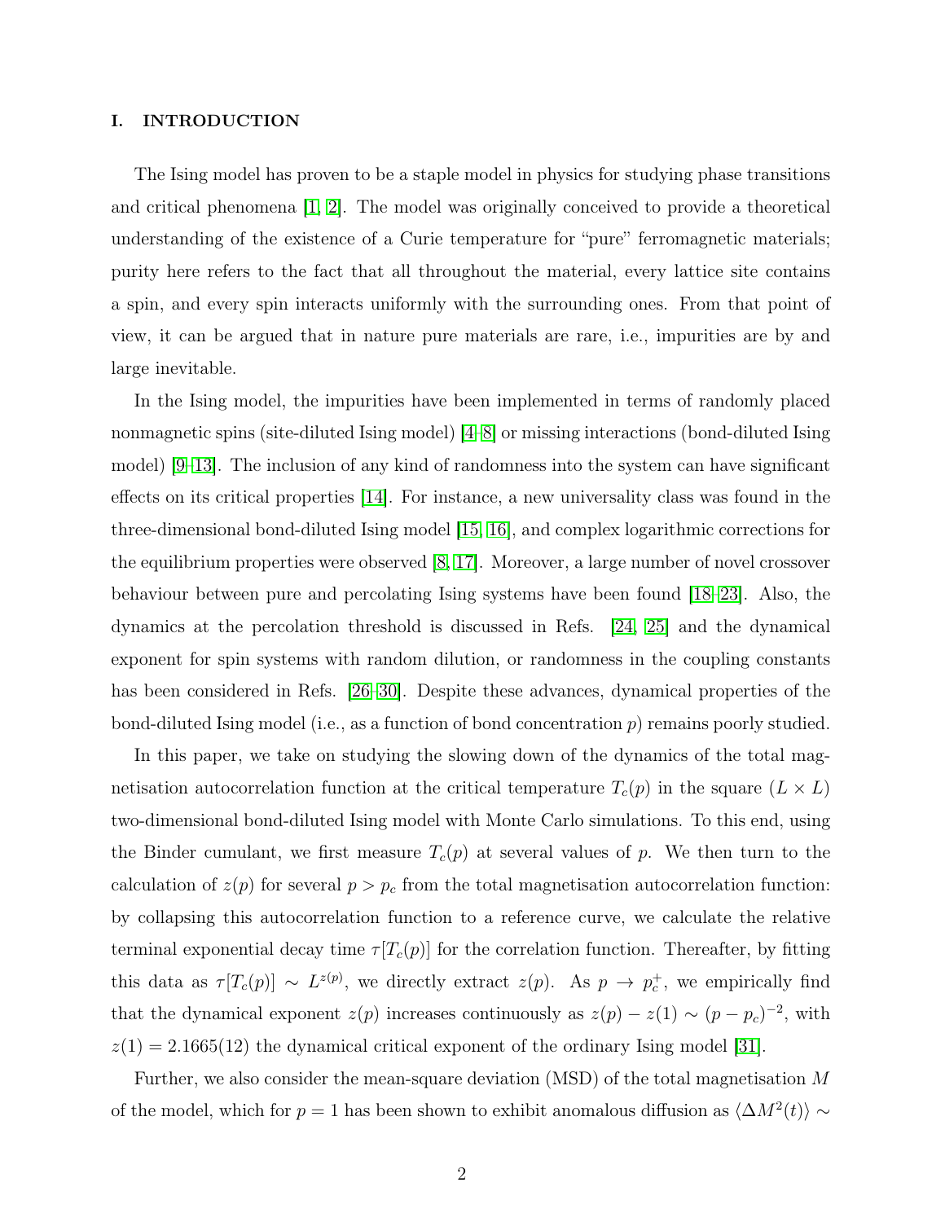## I. INTRODUCTION

The Ising model has proven to be a staple model in physics for studying phase transitions and critical phenomena [1, 2]. The model was originally conceived to provide a theoretical understanding of the existence of a Curie temperature for "pure" ferromagnetic materials; purity here refers to the fact that all throughout the material, every lattice site contains a spin, and every spin interacts uniformly with the surrounding ones. From that point of view, it can be argued that in nature pure materials are rare, i.e., impurities are by and large inevitable.

In the Ising model, the impurities have been implemented in terms of randomly placed nonmagnetic spins (site-diluted Ising model) [4–8] or missing interactions (bond-diluted Ising model) [9–13]. The inclusion of any kind of randomness into the system can have significant effects on its critical properties [14]. For instance, a new universality class was found in the three-dimensional bond-diluted Ising model [15, 16], and complex logarithmic corrections for the equilibrium properties were observed [8, 17]. Moreover, a large number of novel crossover behaviour between pure and percolating Ising systems have been found [18–23]. Also, the dynamics at the percolation threshold is discussed in Refs. [24, 25] and the dynamical exponent for spin systems with random dilution, or randomness in the coupling constants has been considered in Refs. [26–30]. Despite these advances, dynamical properties of the bond-diluted Ising model (i.e., as a function of bond concentration $p$) remains poorly studied.

In this paper, we take on studying the slowing down of the dynamics of the total magnetisation autocorrelation function at the critical temperature $T_c(p)$ in the square ($L \times L$) two-dimensional bond-diluted Ising model with Monte Carlo simulations. To this end, using the Binder cumulant, we first measure $T_c(p)$ at several values of $p$. We then turn to the calculation of $z(p)$ for several $p > p_c$ from the total magnetisation autocorrelation function: by collapsing this autocorrelation function to a reference curve, we calculate the relative terminal exponential decay time $\tau[T_c(p)]$ for the correlation function. Thereafter, by fitting this data as $\tau[T_c(p)] \sim L^{z(p)}$, we directly extract $z(p)$. As $p \to p_c^+$, we empirically find that the dynamical exponent $z(p)$ increases continuously as $z(p) - z(1) \sim (p - p_c)^{-2}$, with $z(1) = 2.1665(12)$ the dynamical critical exponent of the ordinary Ising model [31].

Further, we also consider the mean-square deviation (MSD) of the total magnetisation $M$ of the model, which for $p = 1$ has been shown to exhibit anomalous diffusion as $\langle \Delta M^2(t) \rangle \sim$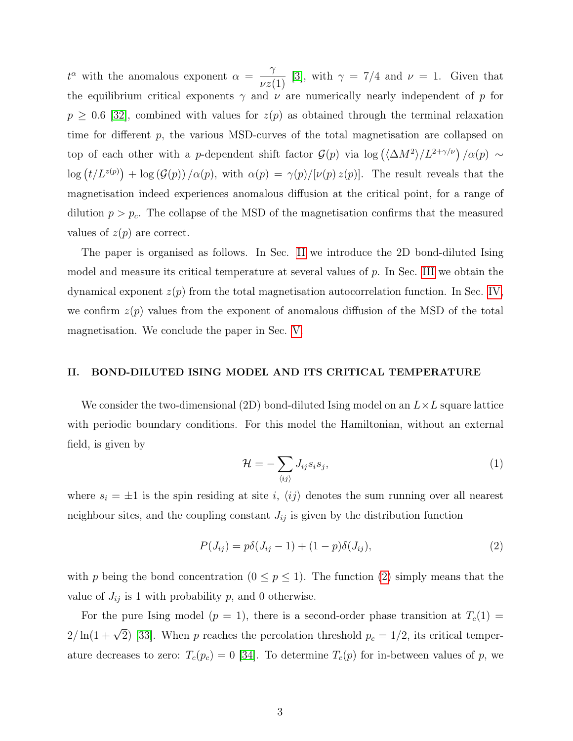$t^\alpha$ with the anomalous exponent $\alpha = \dfrac{\gamma}{\nu z(1)}$ [3], with $\gamma = 7/4$ and $\nu = 1$. Given that the equilibrium critical exponents $\gamma$ and $\nu$ are numerically nearly independent of $p$ for $p \geq 0.6$ [32], combined with values for $z(p)$ as obtained through the terminal relaxation time for different $p$, the various MSD-curves of the total magnetisation are collapsed on top of each other with a $p$-dependent shift factor $\mathcal{G}(p)$ via $\log\left(\langle \Delta M^2 \rangle / L^{2+\gamma/\nu}\right)/\alpha(p) \sim \log\left(t/L^{z(p)}\right) + \log\left(\mathcal{G}(p)\right)/\alpha(p)$, with $\alpha(p) = \gamma(p)/[\nu(p)\, z(p)]$. The result reveals that the magnetisation indeed experiences anomalous diffusion at the critical point, for a range of dilution $p > p_c$. The collapse of the MSD of the magnetisation confirms that the measured values of $z(p)$ are correct.

The paper is organised as follows. In Sec. II we introduce the 2D bond-diluted Ising model and measure its critical temperature at several values of $p$. In Sec. III we obtain the dynamical exponent $z(p)$ from the total magnetisation autocorrelation function. In Sec. IV, we confirm $z(p)$ values from the exponent of anomalous diffusion of the MSD of the total magnetisation. We conclude the paper in Sec. V.

## II. BOND-DILUTED ISING MODEL AND ITS CRITICAL TEMPERATURE

We consider the two-dimensional (2D) bond-diluted Ising model on an $L \times L$ square lattice with periodic boundary conditions. For this model the Hamiltonian, without an external field, is given by

$$\mathcal{H} = -\sum_{\langle ij \rangle} J_{ij} s_i s_j, \tag{1}$$

where $s_i = \pm 1$ is the spin residing at site $i$, $\langle ij \rangle$ denotes the sum running over all nearest neighbour sites, and the coupling constant $J_{ij}$ is given by the distribution function

$$P(J_{ij}) = p\delta(J_{ij} - 1) + (1 - p)\delta(J_{ij}), \tag{2}$$

with $p$ being the bond concentration ($0 \leq p \leq 1$). The function (2) simply means that the value of $J_{ij}$ is 1 with probability $p$, and 0 otherwise.

For the pure Ising model ($p = 1$), there is a second-order phase transition at $T_c(1) = 2/\ln(1 + \sqrt{2})$ [33]. When $p$ reaches the percolation threshold $p_c = 1/2$, its critical temperature decreases to zero: $T_c(p_c) = 0$ [34]. To determine $T_c(p)$ for in-between values of $p$, we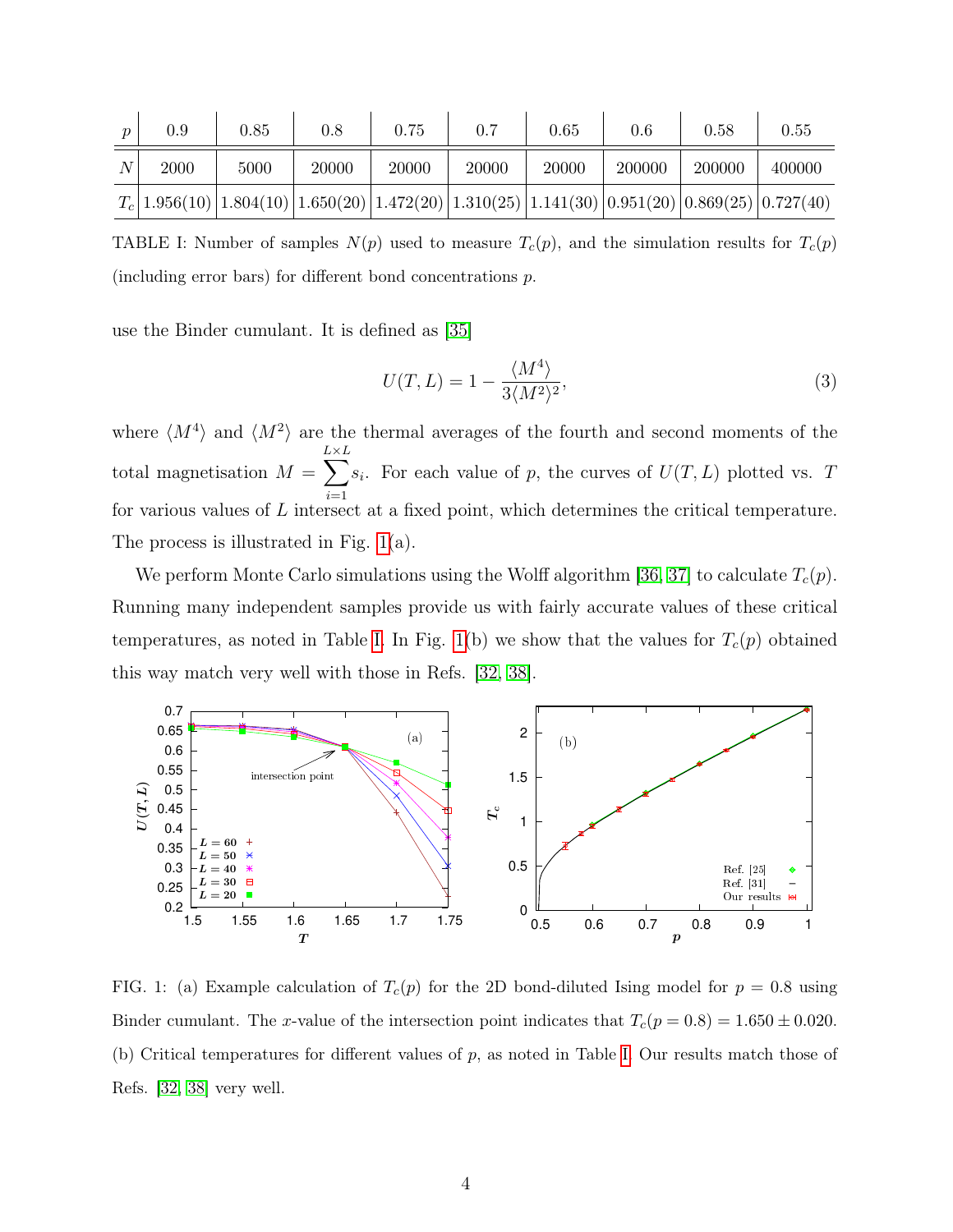| $p$ | 0.9 | 0.85 | 0.8 | 0.75 | 0.7 | 0.65 | 0.6 | 0.58 | 0.55 |
|---|---|---|---|---|---|---|---|---|---|
| $N$ | 2000 | 5000 | 20000 | 20000 | 20000 | 20000 | 200000 | 200000 | 400000 |
| $T_c$ | 1.956(10) | 1.804(10) | 1.650(20) | 1.472(20) | 1.310(25) | 1.141(30) | 0.951(20) | 0.869(25) | 0.727(40) |

TABLE I: Number of samples $N(p)$ used to measure $T_c(p)$, and the simulation results for $T_c(p)$ (including error bars) for different bond concentrations $p$.

use the Binder cumulant. It is defined as [35]

$$U(T, L) = 1 - \frac{\langle M^4 \rangle}{3\langle M^2 \rangle^2}, \tag{3}$$

where $\langle M^4 \rangle$ and $\langle M^2 \rangle$ are the thermal averages of the fourth and second moments of the total magnetisation $M = \sum_{i=1}^{L \times L} s_i$. For each value of $p$, the curves of $U(T, L)$ plotted vs. $T$ for various values of $L$ intersect at a fixed point, which determines the critical temperature. The process is illustrated in Fig. 1(a).

We perform Monte Carlo simulations using the Wolff algorithm [36, 37] to calculate $T_c(p)$. Running many independent samples provide us with fairly accurate values of these critical temperatures, as noted in Table I. In Fig. 1(b) we show that the values for $T_c(p)$ obtained this way match very well with those in Refs. [32, 38].

FIG. 1: (a) Example calculation of $T_c(p)$ for the 2D bond-diluted Ising model for $p = 0.8$ using Binder cumulant. The $x$-value of the intersection point indicates that $T_c(p = 0.8) = 1.650 \pm 0.020$. (b) Critical temperatures for different values of $p$, as noted in Table I. Our results match those of Refs. [32, 38] very well.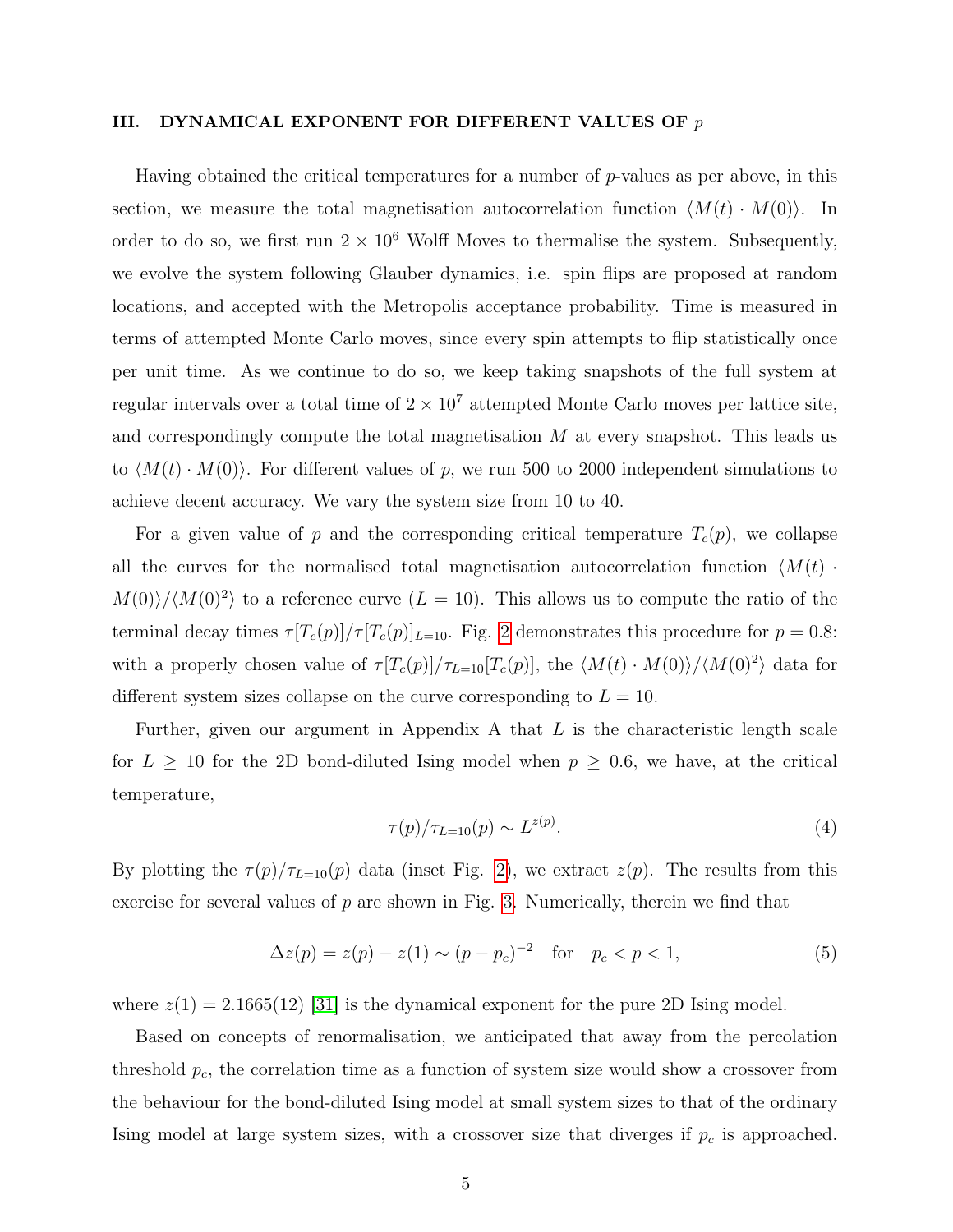## III. DYNAMICAL EXPONENT FOR DIFFERENT VALUES OF $p$

Having obtained the critical temperatures for a number of $p$-values as per above, in this section, we measure the total magnetisation autocorrelation function $\langle M(t) \cdot M(0)\rangle$. In order to do so, we first run $2 \times 10^6$ Wolff Moves to thermalise the system. Subsequently, we evolve the system following Glauber dynamics, i.e. spin flips are proposed at random locations, and accepted with the Metropolis acceptance probability. Time is measured in terms of attempted Monte Carlo moves, since every spin attempts to flip statistically once per unit time. As we continue to do so, we keep taking snapshots of the full system at regular intervals over a total time of $2 \times 10^7$ attempted Monte Carlo moves per lattice site, and correspondingly compute the total magnetisation $M$ at every snapshot. This leads us to $\langle M(t) \cdot M(0)\rangle$. For different values of $p$, we run 500 to 2000 independent simulations to achieve decent accuracy. We vary the system size from 10 to 40.

For a given value of $p$ and the corresponding critical temperature $T_c(p)$, we collapse all the curves for the normalised total magnetisation autocorrelation function $\langle M(t) \cdot M(0)\rangle/\langle M(0)^2\rangle$ to a reference curve ($L = 10$). This allows us to compute the ratio of the terminal decay times $\tau[T_c(p)]/\tau[T_c(p)]_{L=10}$. Fig. 2 demonstrates this procedure for $p = 0.8$: with a properly chosen value of $\tau[T_c(p)]/\tau_{L=10}[T_c(p)]$, the $\langle M(t) \cdot M(0)\rangle/\langle M(0)^2\rangle$ data for different system sizes collapse on the curve corresponding to $L = 10$.

Further, given our argument in Appendix A that $L$ is the characteristic length scale for $L \geq 10$ for the 2D bond-diluted Ising model when $p \geq 0.6$, we have, at the critical temperature,

$$\tau(p)/\tau_{L=10}(p) \sim L^{z(p)}. \tag{4}$$

By plotting the $\tau(p)/\tau_{L=10}(p)$ data (inset Fig. 2), we extract $z(p)$. The results from this exercise for several values of $p$ are shown in Fig. 3. Numerically, therein we find that

$$\Delta z(p) = z(p) - z(1) \sim (p - p_c)^{-2} \quad \text{for} \quad p_c < p < 1, \tag{5}$$

where $z(1) = 2.1665(12)$ [31] is the dynamical exponent for the pure 2D Ising model.

Based on concepts of renormalisation, we anticipated that away from the percolation threshold $p_c$, the correlation time as a function of system size would show a crossover from the behaviour for the bond-diluted Ising model at small system sizes to that of the ordinary Ising model at large system sizes, with a crossover size that diverges if $p_c$ is approached.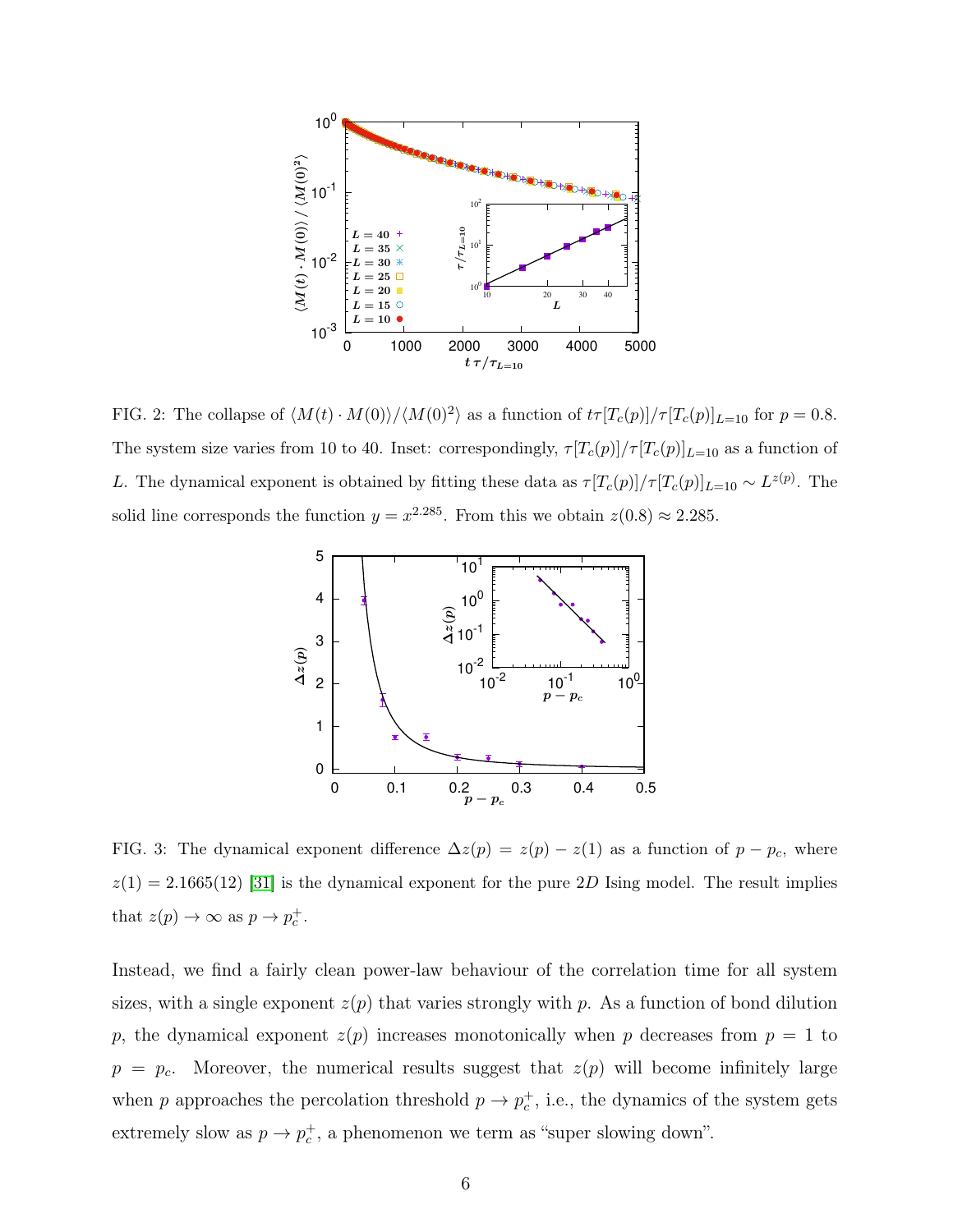FIG. 2: The collapse of $\langle M(t) \cdot M(0) \rangle / \langle M(0)^2 \rangle$ as a function of $t\tau[T_c(p)]/\tau[T_c(p)]_{L=10}$ for $p = 0.8$. The system size varies from 10 to 40. Inset: correspondingly, $\tau[T_c(p)]/\tau[T_c(p)]_{L=10}$ as a function of $L$. The dynamical exponent is obtained by fitting these data as $\tau[T_c(p)]/\tau[T_c(p)]_{L=10} \sim L^{z(p)}$. The solid line corresponds the function $y = x^{2.285}$. From this we obtain $z(0.8) \approx 2.285$.

FIG. 3: The dynamical exponent difference $\Delta z(p) = z(p) - z(1)$ as a function of $p - p_c$, where $z(1) = 2.1665(12)$ [31] is the dynamical exponent for the pure $2D$ Ising model. The result implies that $z(p) \to \infty$ as $p \to p_c^+$.

Instead, we find a fairly clean power-law behaviour of the correlation time for all system sizes, with a single exponent $z(p)$ that varies strongly with $p$. As a function of bond dilution $p$, the dynamical exponent $z(p)$ increases monotonically when $p$ decreases from $p = 1$ to $p = p_c$. Moreover, the numerical results suggest that $z(p)$ will become infinitely large when $p$ approaches the percolation threshold $p \to p_c^+$, i.e., the dynamics of the system gets extremely slow as $p \to p_c^+$, a phenomenon we term as "super slowing down".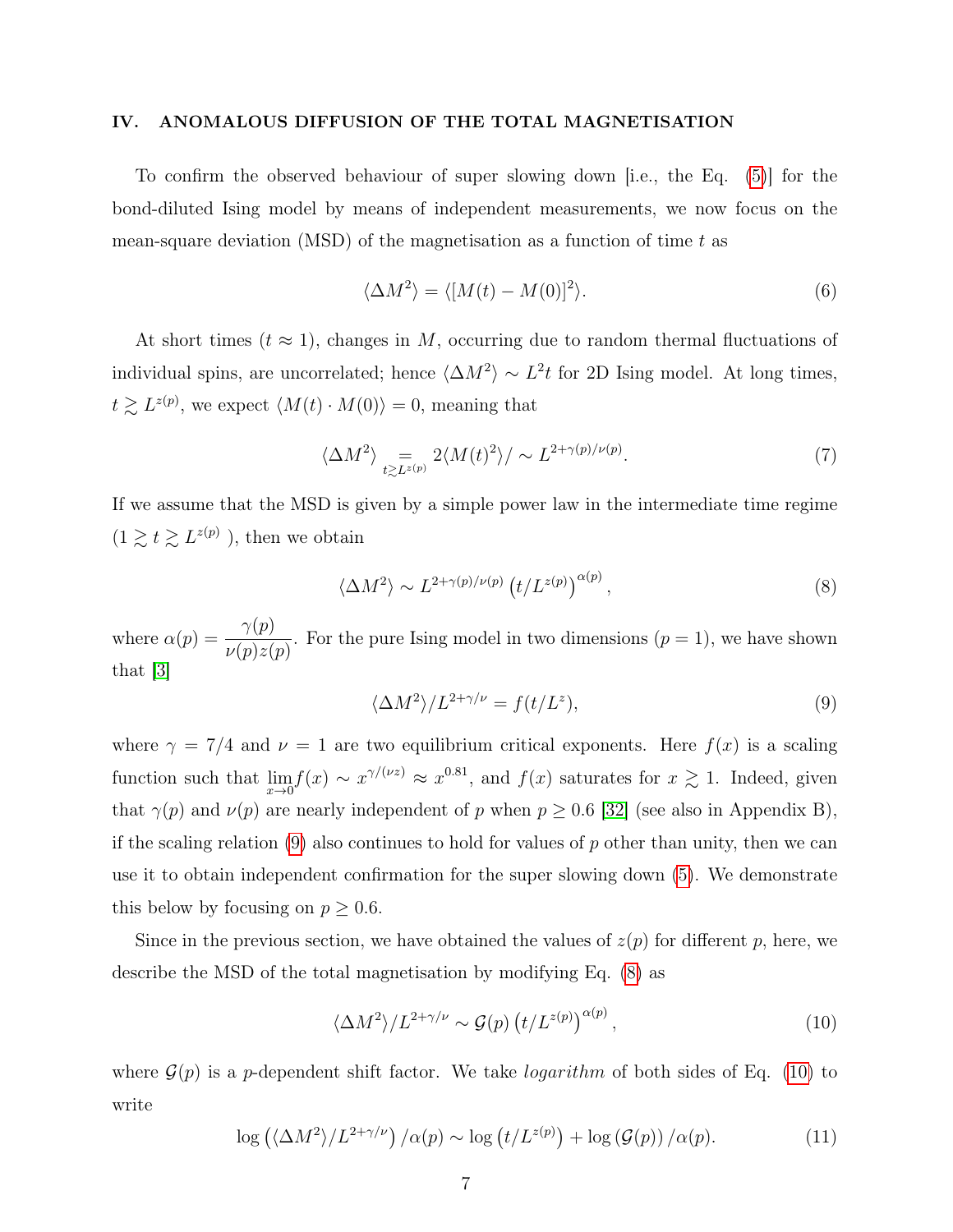## IV. ANOMALOUS DIFFUSION OF THE TOTAL MAGNETISATION

To confirm the observed behaviour of super slowing down [i.e., the Eq. (5)] for the bond-diluted Ising model by means of independent measurements, we now focus on the mean-square deviation (MSD) of the magnetisation as a function of time $t$ as

$$\langle \Delta M^2 \rangle = \langle [M(t) - M(0)]^2 \rangle. \tag{6}$$

At short times ($t \approx 1$), changes in $M$, occurring due to random thermal fluctuations of individual spins, are uncorrelated; hence $\langle \Delta M^2 \rangle \sim L^2 t$ for 2D Ising model. At long times, $t \gtrsim L^{z(p)}$, we expect $\langle M(t) \cdot M(0) \rangle = 0$, meaning that

$$\langle \Delta M^2 \rangle \underset{t \gtrsim L^{z(p)}}{=} 2\langle M(t)^2 \rangle / \sim L^{2+\gamma(p)/\nu(p)}. \tag{7}$$

If we assume that the MSD is given by a simple power law in the intermediate time regime ($1 \gtrsim t \gtrsim L^{z(p)}$ ), then we obtain

$$\langle \Delta M^2 \rangle \sim L^{2+\gamma(p)/\nu(p)} \left(t/L^{z(p)}\right)^{\alpha(p)}, \tag{8}$$

where $\alpha(p) = \dfrac{\gamma(p)}{\nu(p) z(p)}$. For the pure Ising model in two dimensions ($p = 1$), we have shown that [3]

$$\langle \Delta M^2 \rangle / L^{2+\gamma/\nu} = f(t/L^z), \tag{9}$$

where $\gamma = 7/4$ and $\nu = 1$ are two equilibrium critical exponents. Here $f(x)$ is a scaling function such that $\lim_{x \to 0} f(x) \sim x^{\gamma/(\nu z)} \approx x^{0.81}$, and $f(x)$ saturates for $x \gtrsim 1$. Indeed, given that $\gamma(p)$ and $\nu(p)$ are nearly independent of $p$ when $p \geq 0.6$ [32] (see also in Appendix B), if the scaling relation (9) also continues to hold for values of $p$ other than unity, then we can use it to obtain independent confirmation for the super slowing down (5). We demonstrate this below by focusing on $p \geq 0.6$.

Since in the previous section, we have obtained the values of $z(p)$ for different $p$, here, we describe the MSD of the total magnetisation by modifying Eq. (8) as

$$\langle \Delta M^2 \rangle / L^{2+\gamma/\nu} \sim \mathcal{G}(p) \left(t/L^{z(p)}\right)^{\alpha(p)}, \tag{10}$$

where $\mathcal{G}(p)$ is a $p$-dependent shift factor. We take *logarithm* of both sides of Eq. (10) to write

$$\log\left(\langle \Delta M^2 \rangle / L^{2+\gamma/\nu}\right) / \alpha(p) \sim \log\left(t/L^{z(p)}\right) + \log\left(\mathcal{G}(p)\right) / \alpha(p). \tag{11}$$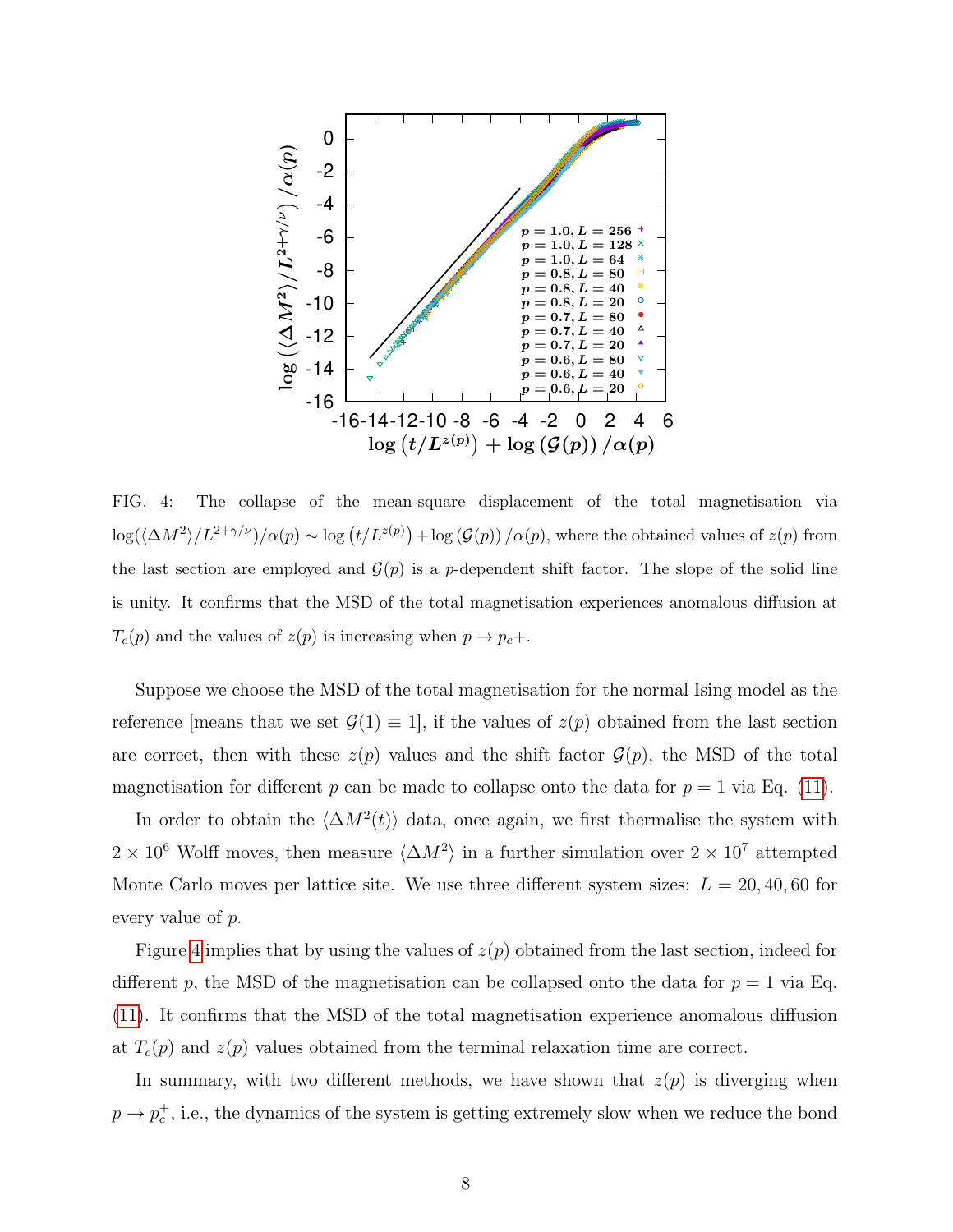FIG. 4: The collapse of the mean-square displacement of the total magnetisation via $\log(\langle \Delta M^2 \rangle / L^{2+\gamma/\nu})/\alpha(p) \sim \log\left(t/L^{z(p)}\right) + \log\left(\mathcal{G}(p)\right)/\alpha(p)$, where the obtained values of $z(p)$ from the last section are employed and $\mathcal{G}(p)$ is a $p$-dependent shift factor. The slope of the solid line is unity. It confirms that the MSD of the total magnetisation experiences anomalous diffusion at $T_c(p)$ and the values of $z(p)$ is increasing when $p \to p_c+$.

Suppose we choose the MSD of the total magnetisation for the normal Ising model as the reference [means that we set $\mathcal{G}(1) \equiv 1$], if the values of $z(p)$ obtained from the last section are correct, then with these $z(p)$ values and the shift factor $\mathcal{G}(p)$, the MSD of the total magnetisation for different $p$ can be made to collapse onto the data for $p = 1$ via Eq. (11).

In order to obtain the $\langle \Delta M^2(t) \rangle$ data, once again, we first thermalise the system with $2 \times 10^6$ Wolff moves, then measure $\langle \Delta M^2 \rangle$ in a further simulation over $2 \times 10^7$ attempted Monte Carlo moves per lattice site. We use three different system sizes: $L = 20, 40, 60$ for every value of $p$.

Figure 4 implies that by using the values of $z(p)$ obtained from the last section, indeed for different $p$, the MSD of the magnetisation can be collapsed onto the data for $p = 1$ via Eq. (11). It confirms that the MSD of the total magnetisation experience anomalous diffusion at $T_c(p)$ and $z(p)$ values obtained from the terminal relaxation time are correct.

In summary, with two different methods, we have shown that $z(p)$ is diverging when $p \to p_c^+$, i.e., the dynamics of the system is getting extremely slow when we reduce the bond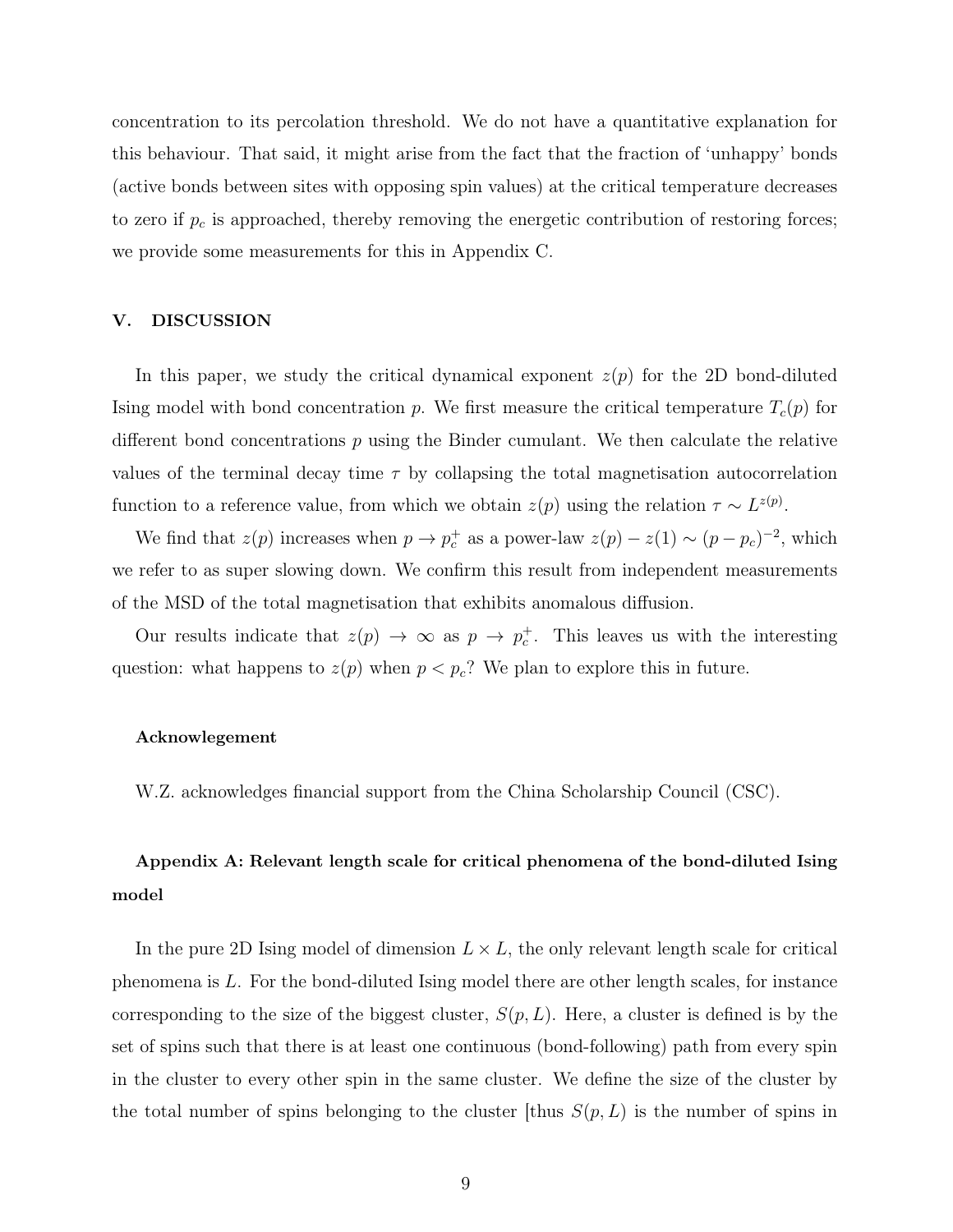concentration to its percolation threshold. We do not have a quantitative explanation for this behaviour. That said, it might arise from the fact that the fraction of 'unhappy' bonds (active bonds between sites with opposing spin values) at the critical temperature decreases to zero if $p_c$ is approached, thereby removing the energetic contribution of restoring forces; we provide some measurements for this in Appendix C.

## V. DISCUSSION

In this paper, we study the critical dynamical exponent $z(p)$ for the 2D bond-diluted Ising model with bond concentration $p$. We first measure the critical temperature $T_c(p)$ for different bond concentrations $p$ using the Binder cumulant. We then calculate the relative values of the terminal decay time $\tau$ by collapsing the total magnetisation autocorrelation function to a reference value, from which we obtain $z(p)$ using the relation $\tau \sim L^{z(p)}$.

We find that $z(p)$ increases when $p \to p_c^+$ as a power-law $z(p) - z(1) \sim (p - p_c)^{-2}$, which we refer to as super slowing down. We confirm this result from independent measurements of the MSD of the total magnetisation that exhibits anomalous diffusion.

Our results indicate that $z(p) \to \infty$ as $p \to p_c^+$. This leaves us with the interesting question: what happens to $z(p)$ when $p < p_c$? We plan to explore this in future.

#### Acknowlegement

W.Z. acknowledges financial support from the China Scholarship Council (CSC).

### Appendix A: Relevant length scale for critical phenomena of the bond-diluted Ising model

In the pure 2D Ising model of dimension $L \times L$, the only relevant length scale for critical phenomena is $L$. For the bond-diluted Ising model there are other length scales, for instance corresponding to the size of the biggest cluster, $S(p, L)$. Here, a cluster is defined is by the set of spins such that there is at least one continuous (bond-following) path from every spin in the cluster to every other spin in the same cluster. We define the size of the cluster by the total number of spins belonging to the cluster [thus $S(p, L)$ is the number of spins in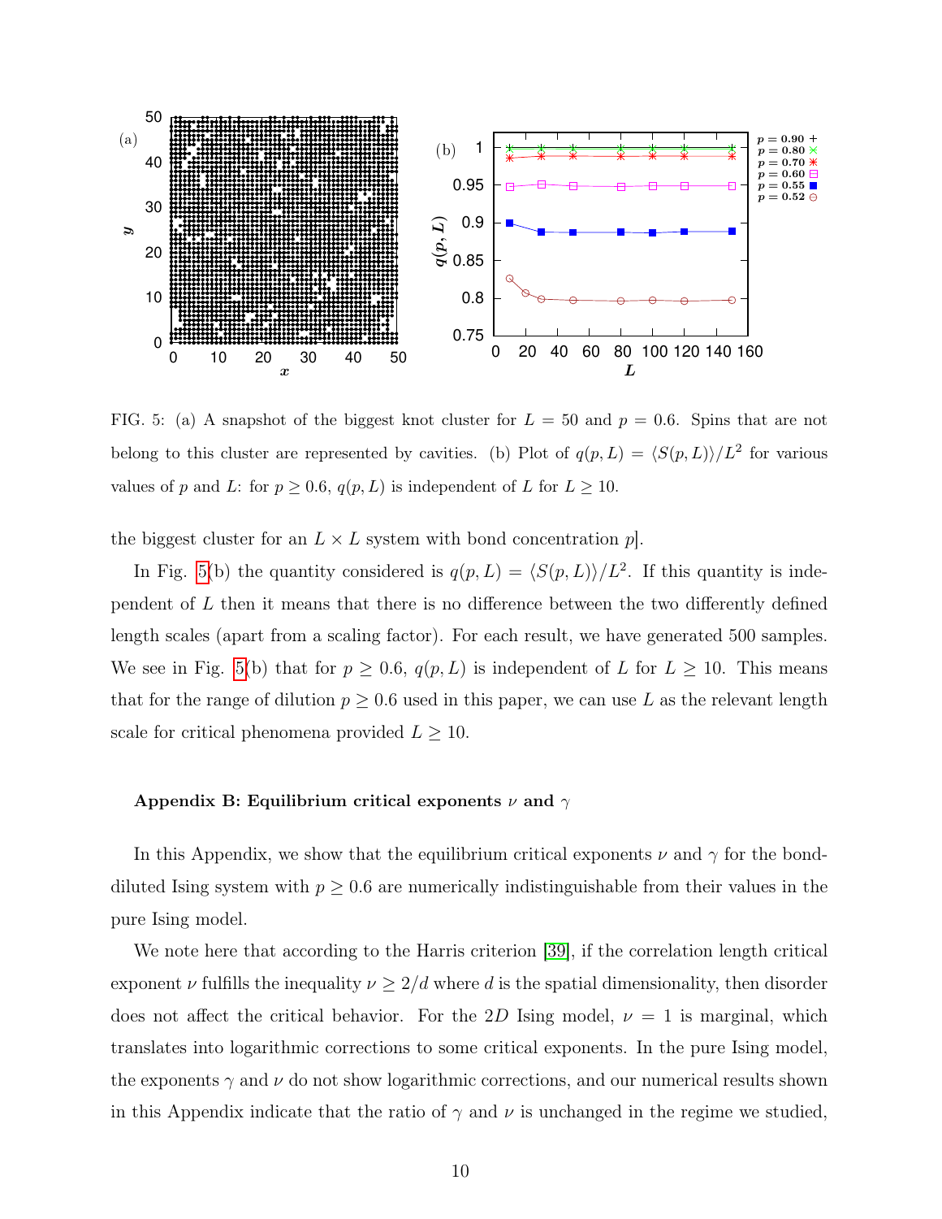FIG. 5: (a) A snapshot of the biggest knot cluster for $L = 50$ and $p = 0.6$. Spins that are not belong to this cluster are represented by cavities. (b) Plot of $q(p, L) = \langle S(p, L)\rangle/L^2$ for various values of $p$ and $L$: for $p \geq 0.6$, $q(p, L)$ is independent of $L$ for $L \geq 10$.

the biggest cluster for an $L \times L$ system with bond concentration $p$].

In Fig. 5(b) the quantity considered is $q(p, L) = \langle S(p, L)\rangle/L^2$. If this quantity is independent of $L$ then it means that there is no difference between the two differently defined length scales (apart from a scaling factor). For each result, we have generated 500 samples. We see in Fig. 5(b) that for $p \geq 0.6$, $q(p, L)$ is independent of $L$ for $L \geq 10$. This means that for the range of dilution $p \geq 0.6$ used in this paper, we can use $L$ as the relevant length scale for critical phenomena provided $L \geq 10$.

### Appendix B: Equilibrium critical exponents $\nu$ and $\gamma$

In this Appendix, we show that the equilibrium critical exponents $\nu$ and $\gamma$ for the bond-diluted Ising system with $p \geq 0.6$ are numerically indistinguishable from their values in the pure Ising model.

We note here that according to the Harris criterion [39], if the correlation length critical exponent $\nu$ fulfills the inequality $\nu \geq 2/d$ where $d$ is the spatial dimensionality, then disorder does not affect the critical behavior. For the $2D$ Ising model, $\nu = 1$ is marginal, which translates into logarithmic corrections to some critical exponents. In the pure Ising model, the exponents $\gamma$ and $\nu$ do not show logarithmic corrections, and our numerical results shown in this Appendix indicate that the ratio of $\gamma$ and $\nu$ is unchanged in the regime we studied,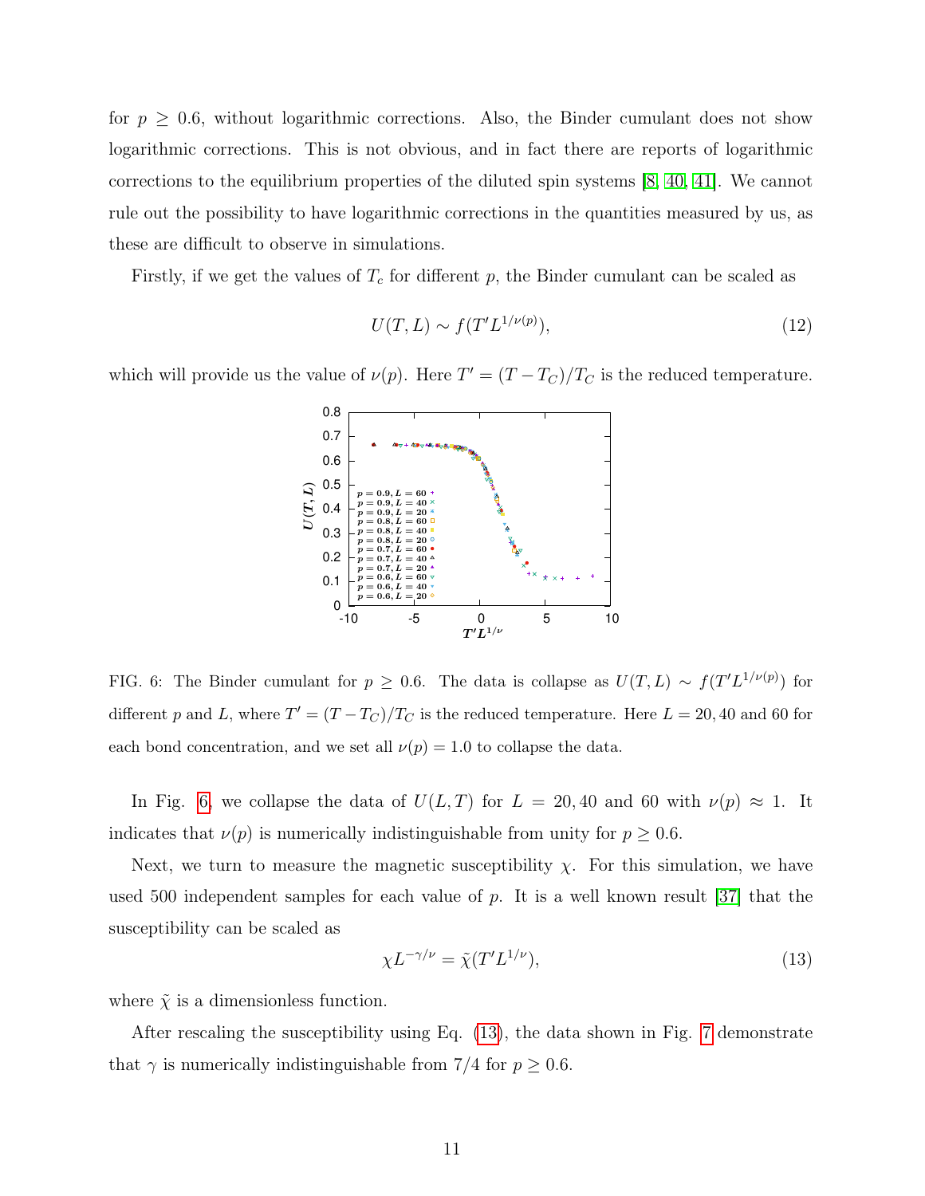for $p \geq 0.6$, without logarithmic corrections. Also, the Binder cumulant does not show logarithmic corrections. This is not obvious, and in fact there are reports of logarithmic corrections to the equilibrium properties of the diluted spin systems [8, 40, 41]. We cannot rule out the possibility to have logarithmic corrections in the quantities measured by us, as these are difficult to observe in simulations.

Firstly, if we get the values of $T_c$ for different $p$, the Binder cumulant can be scaled as

$$U(T, L) \sim f(T' L^{1/\nu(p)}), \tag{12}$$

which will provide us the value of $\nu(p)$. Here $T' = (T - T_C)/T_C$ is the reduced temperature.

FIG. 6: The Binder cumulant for $p \geq 0.6$. The data is collapse as $U(T, L) \sim f(T' L^{1/\nu(p)})$ for different $p$ and $L$, where $T' = (T - T_C)/T_C$ is the reduced temperature. Here $L = 20, 40$ and $60$ for each bond concentration, and we set all $\nu(p) = 1.0$ to collapse the data.

In Fig. 6, we collapse the data of $U(L, T)$ for $L = 20, 40$ and $60$ with $\nu(p) \approx 1$. It indicates that $\nu(p)$ is numerically indistinguishable from unity for $p \geq 0.6$.

Next, we turn to measure the magnetic susceptibility $\chi$. For this simulation, we have used 500 independent samples for each value of $p$. It is a well known result [37] that the susceptibility can be scaled as

$$\chi L^{-\gamma/\nu} = \tilde{\chi}(T' L^{1/\nu}), \tag{13}$$

where $\tilde{\chi}$ is a dimensionless function.

After rescaling the susceptibility using Eq. (13), the data shown in Fig. 7 demonstrate that $\gamma$ is numerically indistinguishable from $7/4$ for $p \geq 0.6$.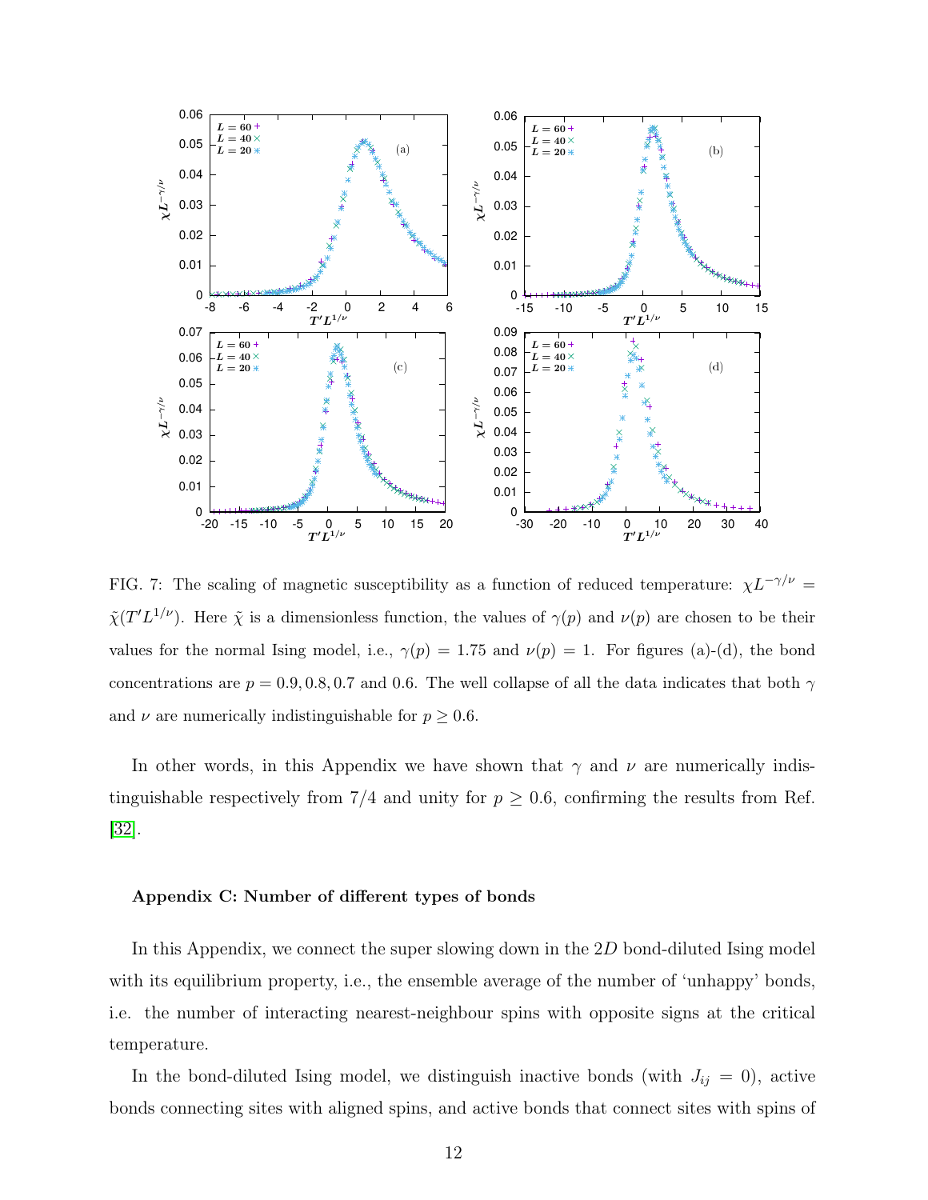FIG. 7: The scaling of magnetic susceptibility as a function of reduced temperature: $\chi L^{-\gamma/\nu} = \tilde{\chi}(T' L^{1/\nu})$. Here $\tilde{\chi}$ is a dimensionless function, the values of $\gamma(p)$ and $\nu(p)$ are chosen to be their values for the normal Ising model, i.e., $\gamma(p) = 1.75$ and $\nu(p) = 1$. For figures (a)-(d), the bond concentrations are $p = 0.9, 0.8, 0.7$ and $0.6$. The well collapse of all the data indicates that both $\gamma$ and $\nu$ are numerically indistinguishable for $p \geq 0.6$.

In other words, in this Appendix we have shown that $\gamma$ and $\nu$ are numerically indistinguishable respectively from $7/4$ and unity for $p \geq 0.6$, confirming the results from Ref. [32].

### Appendix C: Number of different types of bonds

In this Appendix, we connect the super slowing down in the $2D$ bond-diluted Ising model with its equilibrium property, i.e., the ensemble average of the number of 'unhappy' bonds, i.e. the number of interacting nearest-neighbour spins with opposite signs at the critical temperature.

In the bond-diluted Ising model, we distinguish inactive bonds (with $J_{ij} = 0$), active bonds connecting sites with aligned spins, and active bonds that connect sites with spins of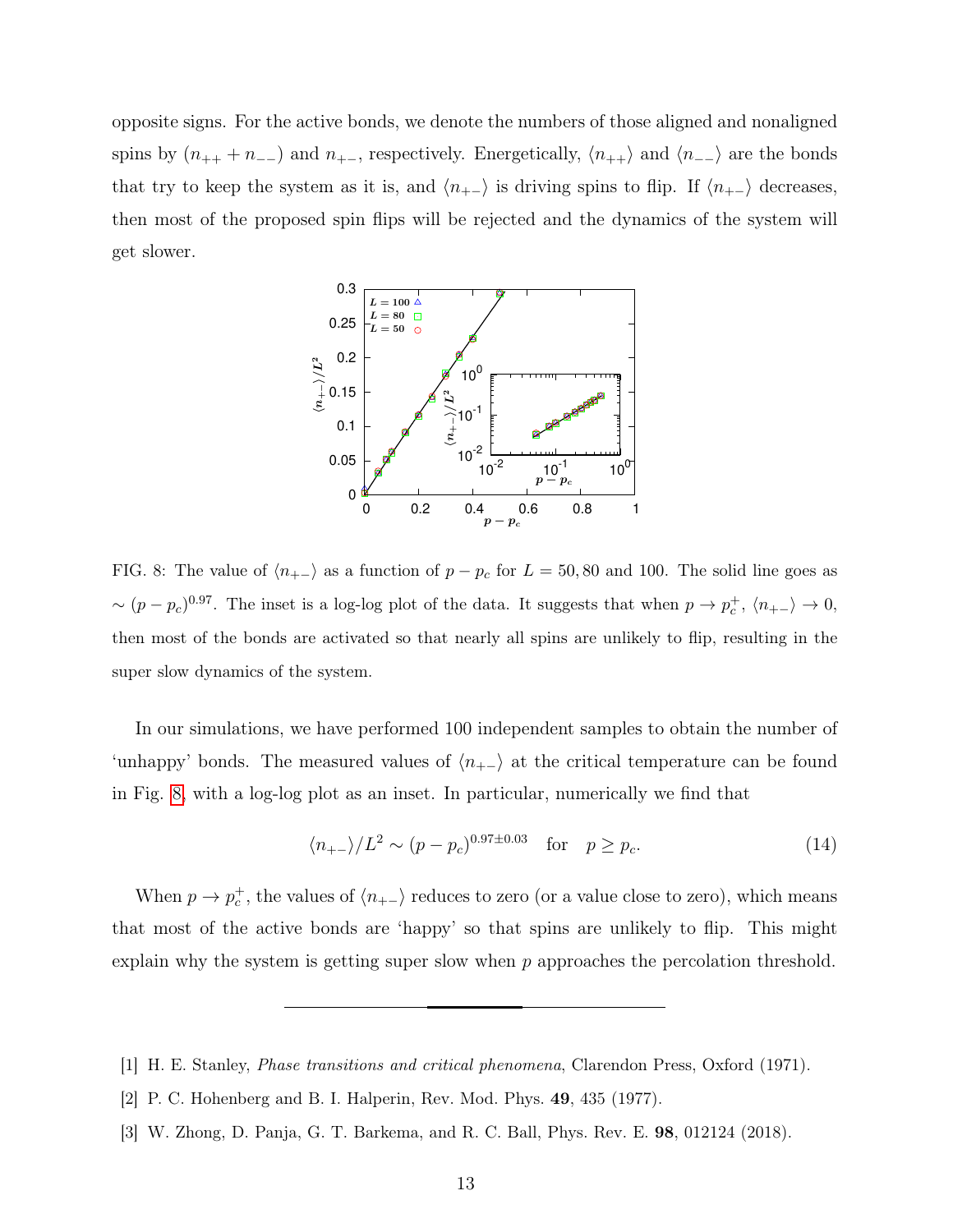opposite signs. For the active bonds, we denote the numbers of those aligned and nonaligned spins by $(n_{++} + n_{--})$ and $n_{+-}$, respectively. Energetically, $\langle n_{++} \rangle$ and $\langle n_{--} \rangle$ are the bonds that try to keep the system as it is, and $\langle n_{+-} \rangle$ is driving spins to flip. If $\langle n_{+-} \rangle$ decreases, then most of the proposed spin flips will be rejected and the dynamics of the system will get slower.

FIG. 8: The value of $\langle n_{+-} \rangle$ as a function of $p - p_c$ for $L = 50, 80$ and $100$. The solid line goes as $\sim (p - p_c)^{0.97}$. The inset is a log-log plot of the data. It suggests that when $p \to p_c^+$, $\langle n_{+-} \rangle \to 0$, then most of the bonds are activated so that nearly all spins are unlikely to flip, resulting in the super slow dynamics of the system.

In our simulations, we have performed 100 independent samples to obtain the number of 'unhappy' bonds. The measured values of $\langle n_{+-} \rangle$ at the critical temperature can be found in Fig. 8, with a log-log plot as an inset. In particular, numerically we find that

$$\langle n_{+-} \rangle / L^2 \sim (p - p_c)^{0.97 \pm 0.03} \quad \text{for} \quad p \geq p_c. \tag{14}$$

When $p \to p_c^+$, the values of $\langle n_{+-} \rangle$ reduces to zero (or a value close to zero), which means that most of the active bonds are 'happy' so that spins are unlikely to flip. This might explain why the system is getting super slow when $p$ approaches the percolation threshold.

---

[1] H. E. Stanley, *Phase transitions and critical phenomena*, Clarendon Press, Oxford (1971).

[2] P. C. Hohenberg and B. I. Halperin, Rev. Mod. Phys. **49**, 435 (1977).

[3] W. Zhong, D. Panja, G. T. Barkema, and R. C. Ball, Phys. Rev. E. **98**, 012124 (2018).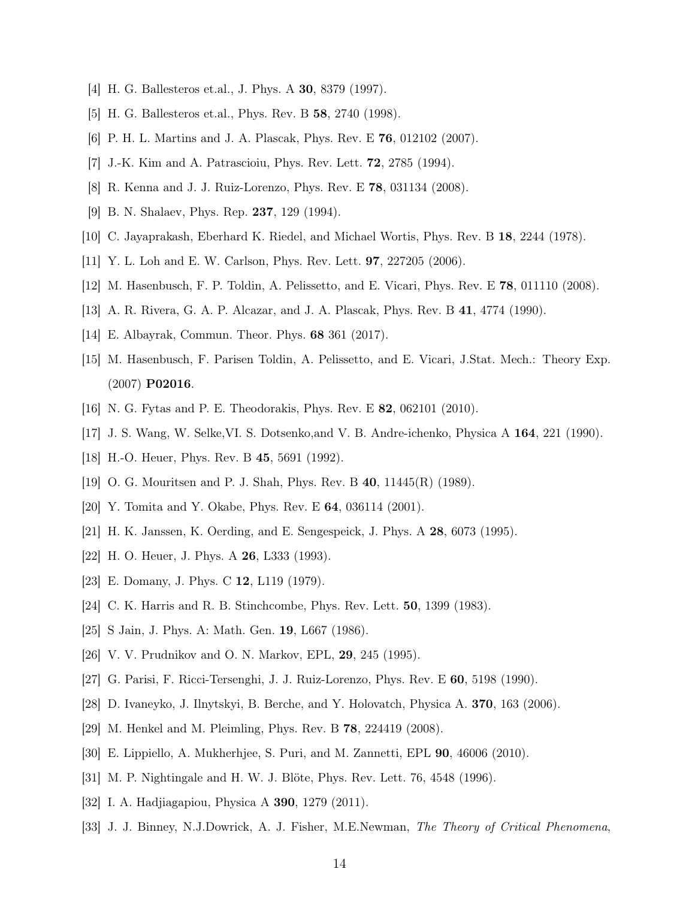[4] H. G. Ballesteros et.al., J. Phys. A **30**, 8379 (1997).

[5] H. G. Ballesteros et.al., Phys. Rev. B **58**, 2740 (1998).

[6] P. H. L. Martins and J. A. Plascak, Phys. Rev. E **76**, 012102 (2007).

[7] J.-K. Kim and A. Patrascioiu, Phys. Rev. Lett. **72**, 2785 (1994).

[8] R. Kenna and J. J. Ruiz-Lorenzo, Phys. Rev. E **78**, 031134 (2008).

[9] B. N. Shalaev, Phys. Rep. **237**, 129 (1994).

[10] C. Jayaprakash, Eberhard K. Riedel, and Michael Wortis, Phys. Rev. B **18**, 2244 (1978).

[11] Y. L. Loh and E. W. Carlson, Phys. Rev. Lett. **97**, 227205 (2006).

[12] M. Hasenbusch, F. P. Toldin, A. Pelissetto, and E. Vicari, Phys. Rev. E **78**, 011110 (2008).

[13] A. R. Rivera, G. A. P. Alcazar, and J. A. Plascak, Phys. Rev. B **41**, 4774 (1990).

[14] E. Albayrak, Commun. Theor. Phys. **68** 361 (2017).

[15] M. Hasenbusch, F. Parisen Toldin, A. Pelissetto, and E. Vicari, J.Stat. Mech.: Theory Exp. (2007) **P02016**.

[16] N. G. Fytas and P. E. Theodorakis, Phys. Rev. E **82**, 062101 (2010).

[17] J. S. Wang, W. Selke,VI. S. Dotsenko,and V. B. Andre-ichenko, Physica A **164**, 221 (1990).

[18] H.-O. Heuer, Phys. Rev. B **45**, 5691 (1992).

[19] O. G. Mouritsen and P. J. Shah, Phys. Rev. B **40**, 11445(R) (1989).

[20] Y. Tomita and Y. Okabe, Phys. Rev. E **64**, 036114 (2001).

[21] H. K. Janssen, K. Oerding, and E. Sengespeick, J. Phys. A **28**, 6073 (1995).

[22] H. O. Heuer, J. Phys. A **26**, L333 (1993).

[23] E. Domany, J. Phys. C **12**, L119 (1979).

[24] C. K. Harris and R. B. Stinchcombe, Phys. Rev. Lett. **50**, 1399 (1983).

[25] S Jain, J. Phys. A: Math. Gen. **19**, L667 (1986).

[26] V. V. Prudnikov and O. N. Markov, EPL, **29**, 245 (1995).

[27] G. Parisi, F. Ricci-Tersenghi, J. J. Ruiz-Lorenzo, Phys. Rev. E **60**, 5198 (1990).

[28] D. Ivaneyko, J. Ilnytskyi, B. Berche, and Y. Holovatch, Physica A. **370**, 163 (2006).

[29] M. Henkel and M. Pleimling, Phys. Rev. B **78**, 224419 (2008).

[30] E. Lippiello, A. Mukherhjee, S. Puri, and M. Zannetti, EPL **90**, 46006 (2010).

[31] M. P. Nightingale and H. W. J. Blöte, Phys. Rev. Lett. 76, 4548 (1996).

[32] I. A. Hadjiagapiou, Physica A **390**, 1279 (2011).

[33] J. J. Binney, N.J.Dowrick, A. J. Fisher, M.E.Newman, *The Theory of Critical Phenomena*,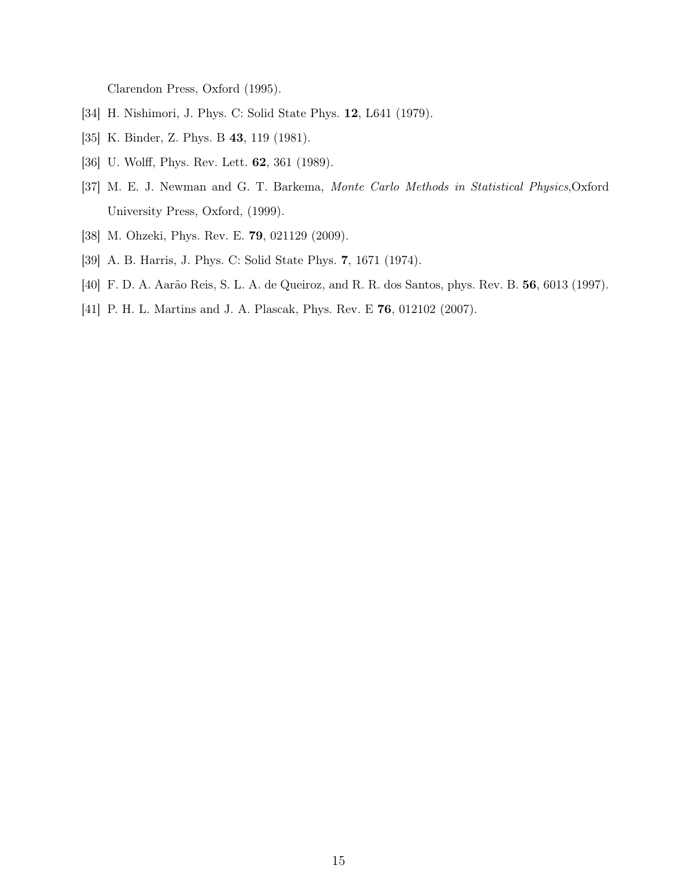Clarendon Press, Oxford (1995).

[34] H. Nishimori, J. Phys. C: Solid State Phys. **12**, L641 (1979).

[35] K. Binder, Z. Phys. B **43**, 119 (1981).

[36] U. Wolff, Phys. Rev. Lett. **62**, 361 (1989).

[37] M. E. J. Newman and G. T. Barkema, *Monte Carlo Methods in Statistical Physics*,Oxford University Press, Oxford, (1999).

[38] M. Ohzeki, Phys. Rev. E. **79**, 021129 (2009).

[39] A. B. Harris, J. Phys. C: Solid State Phys. **7**, 1671 (1974).

[40] F. D. A. Aarão Reis, S. L. A. de Queiroz, and R. R. dos Santos, phys. Rev. B. **56**, 6013 (1997).

[41] P. H. L. Martins and J. A. Plascak, Phys. Rev. E **76**, 012102 (2007).